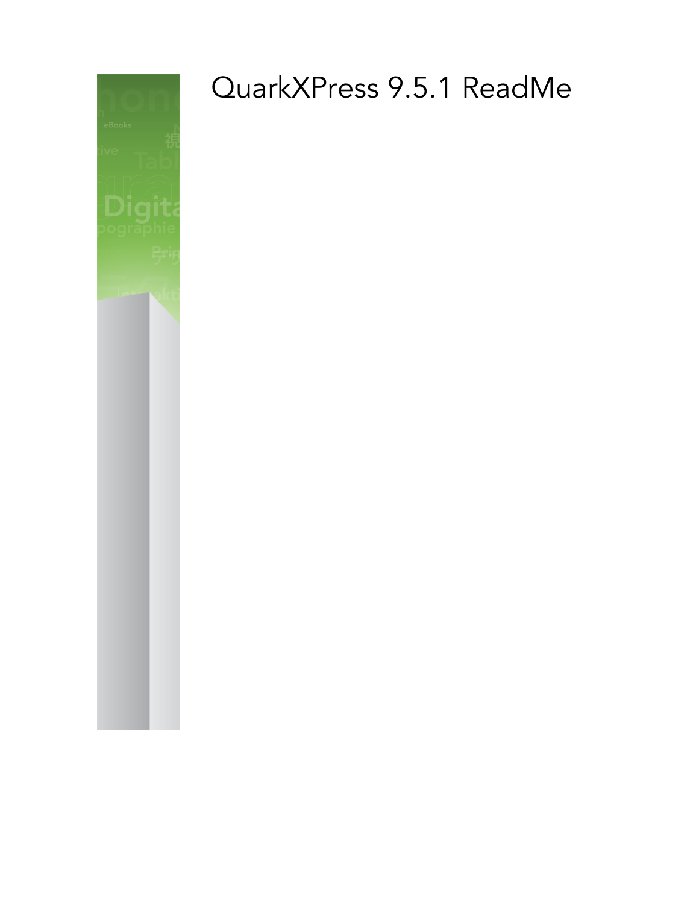# QuarkXPress 9.5.1 ReadMe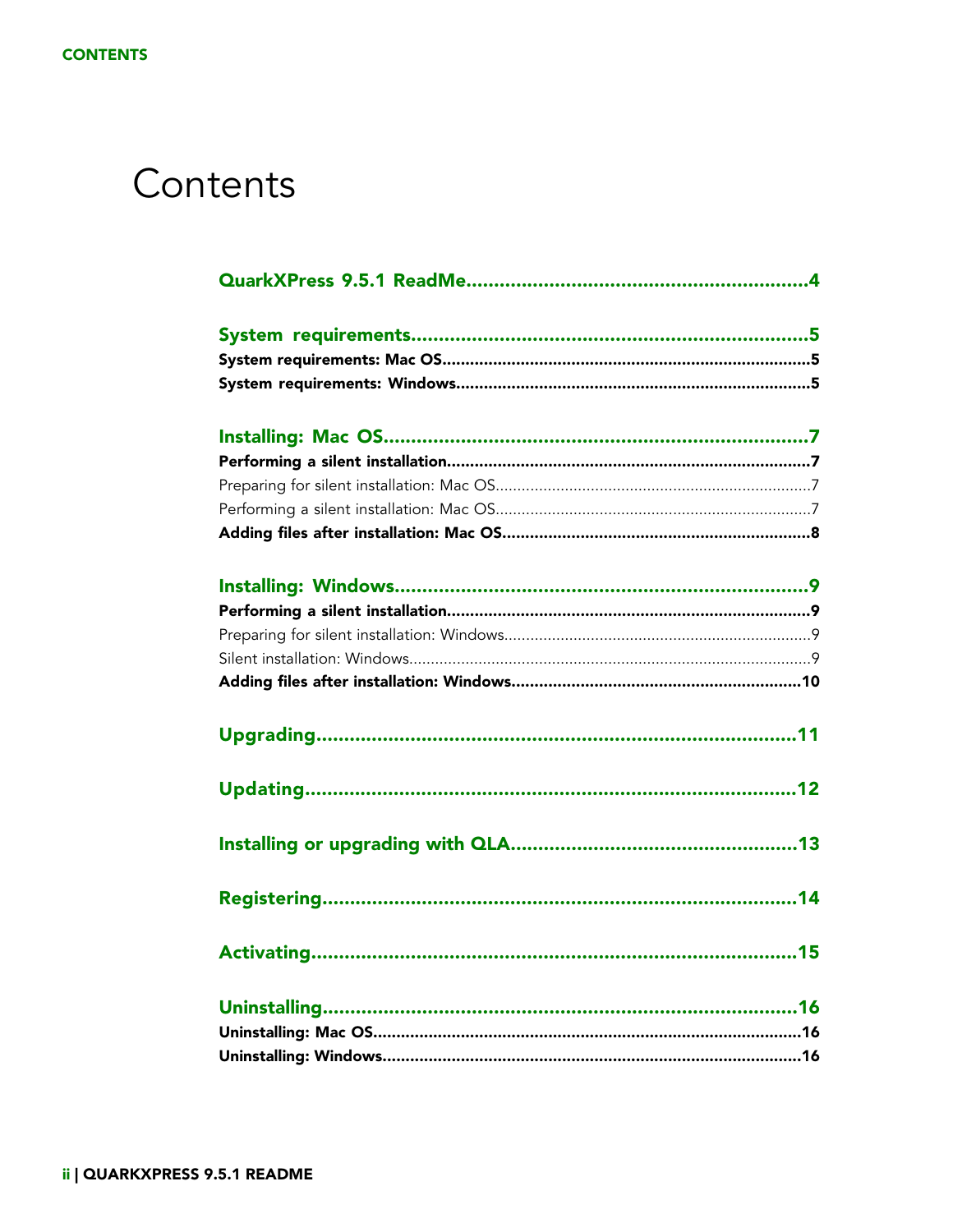# Contents

**QuarkXPress 9.5.1 ReadMe....................................................................4**

**System requirements...............................................................................5**

**System requirements: Mac OS.....................................................................5**

**System requirements: Windows...................................................................5**

**Installing: Mac OS...................................................................................7**

**Performing a silent installation.....................................................................7**

Preparing for silent installation: Mac OS........................................................7

Performing a silent installation: Mac OS........................................................7

**Adding files after installation: Mac OS.........................................................8**

**Installing: Windows...................................................................................9**

**Performing a silent installation.....................................................................9**

Preparing for silent installation: Windows......................................................9

Silent installation: Windows............................................................................9

**Adding files after installation: Windows......................................................10**

**Upgrading................................................................................................11**

**Updating..................................................................................................12**

**Installing or upgrading with QLA.............................................................13**

**Registering...............................................................................................14**

**Activating................................................................................................15**

**Uninstalling..............................................................................................16**

**Uninstalling: Mac OS...................................................................................16**

**Uninstalling: Windows.................................................................................16**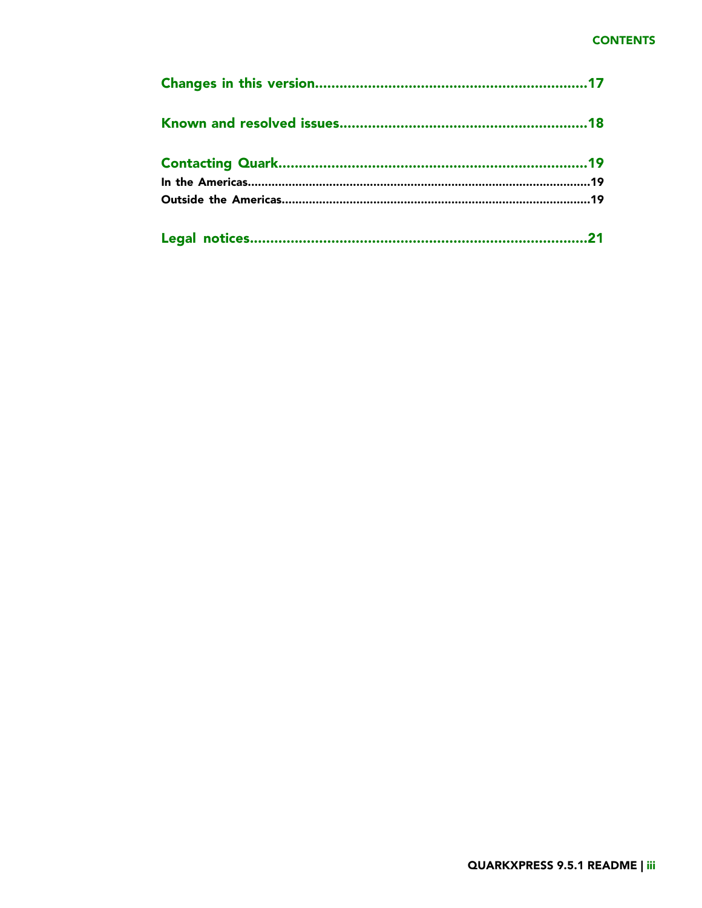Changes in this version....................................................................17

Known and resolved issues...............................................................18

Contacting Quark..............................................................................19

In the Americas.........................................................................................................19

Outside the Americas...............................................................................................19

Legal notices.....................................................................................21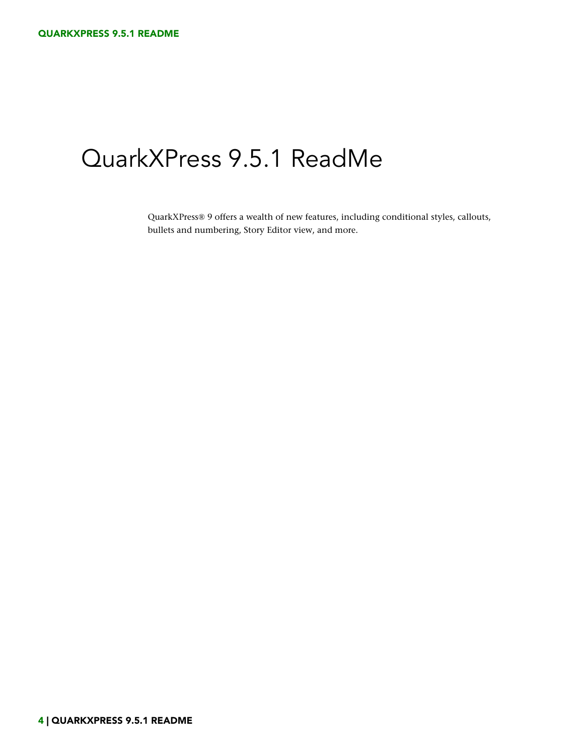# QuarkXPress 9.5.1 ReadMe

QuarkXPress® 9 offers a wealth of new features, including conditional styles, callouts, bullets and numbering, Story Editor view, and more.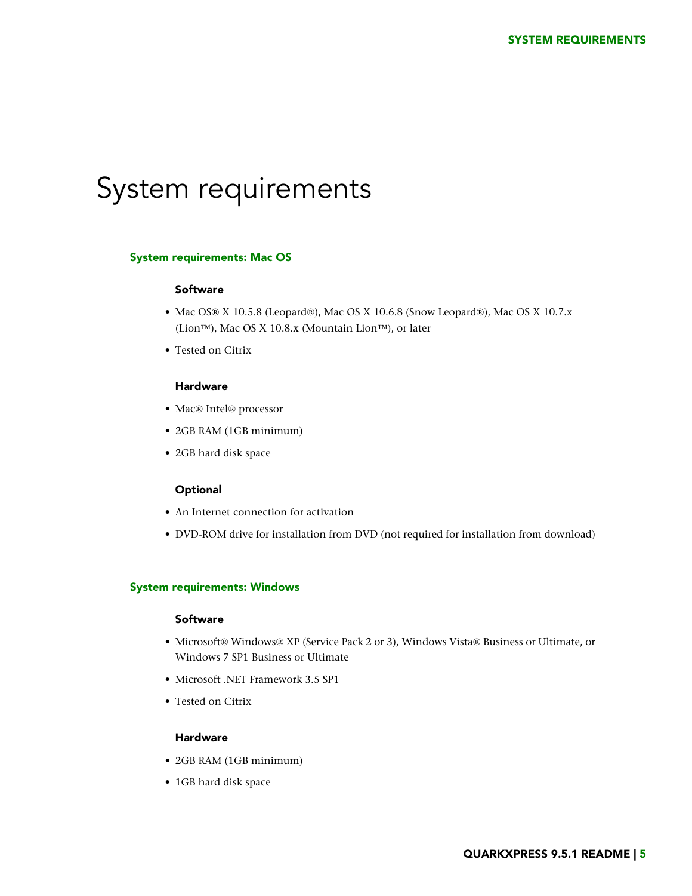# System requirements

## System requirements: Mac OS

### Software

- Mac OS® X 10.5.8 (Leopard®), Mac OS X 10.6.8 (Snow Leopard®), Mac OS X 10.7.x (Lion™), Mac OS X 10.8.x (Mountain Lion™), or later
- Tested on Citrix

### Hardware

- Mac® Intel® processor
- 2GB RAM (1GB minimum)
- 2GB hard disk space

### Optional

- An Internet connection for activation
- DVD-ROM drive for installation from DVD (not required for installation from download)

## System requirements: Windows

### Software

- Microsoft® Windows® XP (Service Pack 2 or 3), Windows Vista® Business or Ultimate, or Windows 7 SP1 Business or Ultimate
- Microsoft .NET Framework 3.5 SP1
- Tested on Citrix

### Hardware

- 2GB RAM (1GB minimum)
- 1GB hard disk space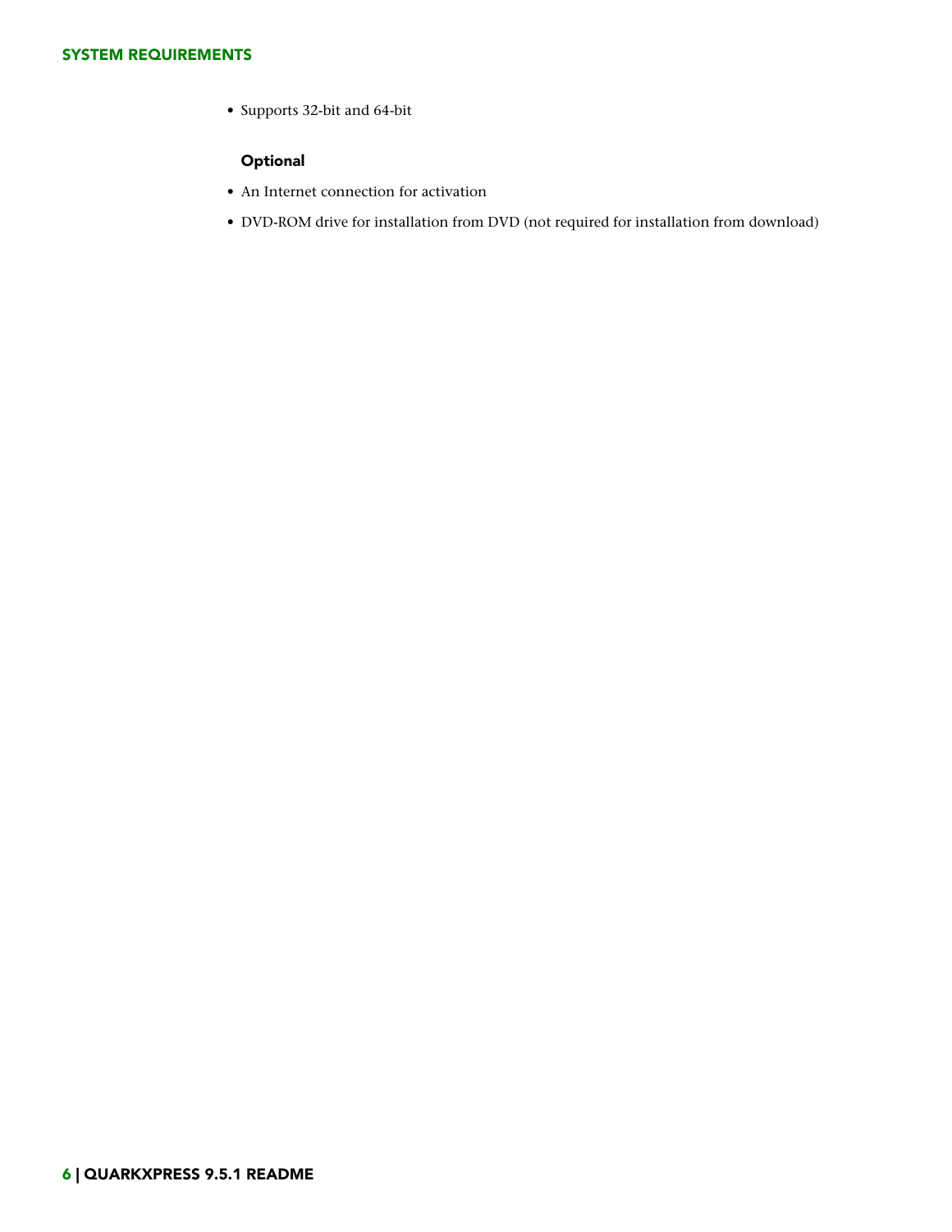- Supports 32-bit and 64-bit

### Optional

- An Internet connection for activation
- DVD-ROM drive for installation from DVD (not required for installation from download)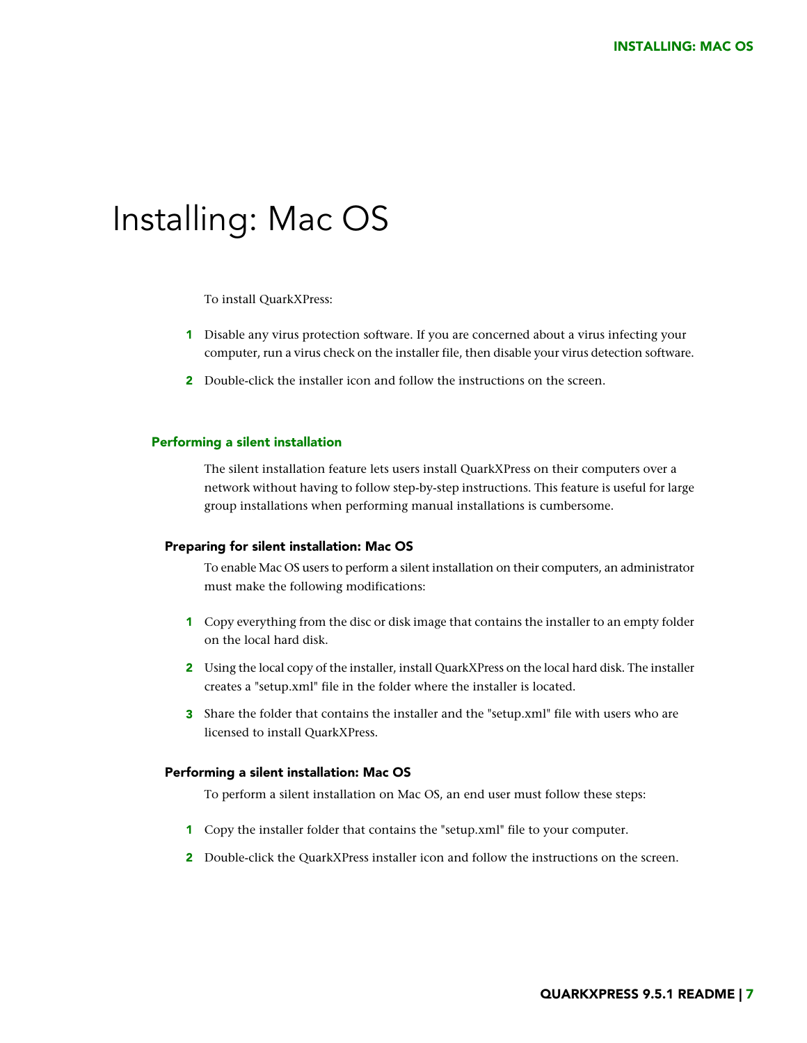# Installing: Mac OS

To install QuarkXPress:

1. Disable any virus protection software. If you are concerned about a virus infecting your computer, run a virus check on the installer file, then disable your virus detection software.
2. Double-click the installer icon and follow the instructions on the screen.

## Performing a silent installation

The silent installation feature lets users install QuarkXPress on their computers over a network without having to follow step-by-step instructions. This feature is useful for large group installations when performing manual installations is cumbersome.

### Preparing for silent installation: Mac OS

To enable Mac OS users to perform a silent installation on their computers, an administrator must make the following modifications:

1. Copy everything from the disc or disk image that contains the installer to an empty folder on the local hard disk.
2. Using the local copy of the installer, install QuarkXPress on the local hard disk. The installer creates a "setup.xml" file in the folder where the installer is located.
3. Share the folder that contains the installer and the "setup.xml" file with users who are licensed to install QuarkXPress.

### Performing a silent installation: Mac OS

To perform a silent installation on Mac OS, an end user must follow these steps:

1. Copy the installer folder that contains the "setup.xml" file to your computer.
2. Double-click the QuarkXPress installer icon and follow the instructions on the screen.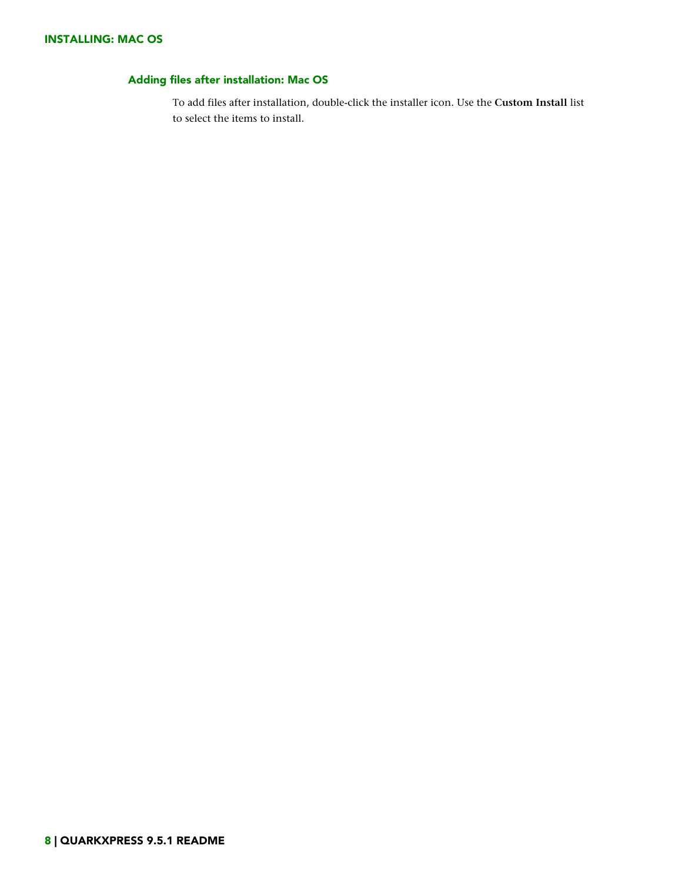## Adding files after installation: Mac OS

To add files after installation, double-click the installer icon. Use the **Custom Install** list to select the items to install.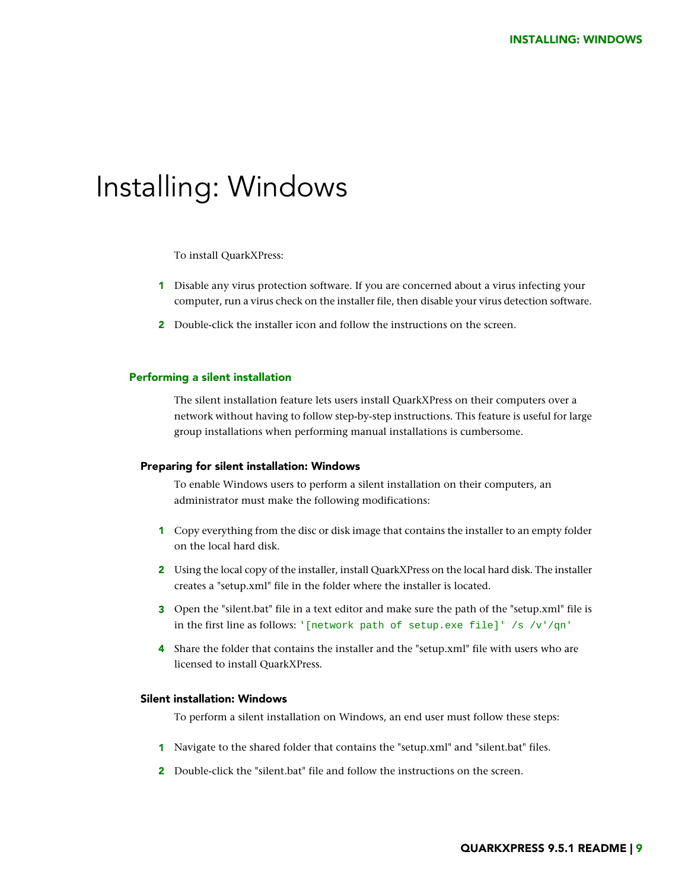# Installing: Windows

To install QuarkXPress:

1. Disable any virus protection software. If you are concerned about a virus infecting your computer, run a virus check on the installer file, then disable your virus detection software.
2. Double-click the installer icon and follow the instructions on the screen.

## Performing a silent installation

The silent installation feature lets users install QuarkXPress on their computers over a network without having to follow step-by-step instructions. This feature is useful for large group installations when performing manual installations is cumbersome.

### Preparing for silent installation: Windows

To enable Windows users to perform a silent installation on their computers, an administrator must make the following modifications:

1. Copy everything from the disc or disk image that contains the installer to an empty folder on the local hard disk.
2. Using the local copy of the installer, install QuarkXPress on the local hard disk. The installer creates a "setup.xml" file in the folder where the installer is located.
3. Open the "silent.bat" file in a text editor and make sure the path of the "setup.xml" file is in the first line as follows: `'[network path of setup.exe file]' /s /v'/qn'`
4. Share the folder that contains the installer and the "setup.xml" file with users who are licensed to install QuarkXPress.

### Silent installation: Windows

To perform a silent installation on Windows, an end user must follow these steps:

1. Navigate to the shared folder that contains the "setup.xml" and "silent.bat" files.
2. Double-click the "silent.bat" file and follow the instructions on the screen.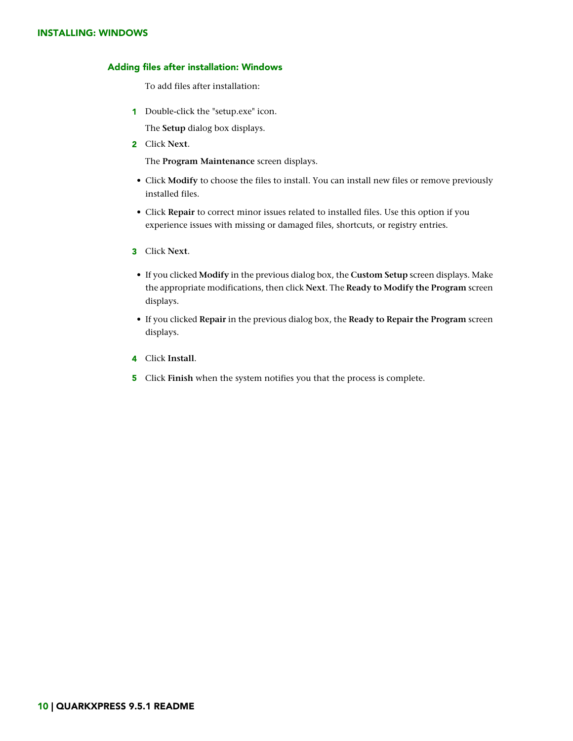### Adding files after installation: Windows

To add files after installation:

1. Double-click the "setup.exe" icon.

   The **Setup** dialog box displays.

2. Click **Next**.

   The **Program Maintenance** screen displays.

   - Click **Modify** to choose the files to install. You can install new files or remove previously installed files.
   - Click **Repair** to correct minor issues related to installed files. Use this option if you experience issues with missing or damaged files, shortcuts, or registry entries.

3. Click **Next**.

   - If you clicked **Modify** in the previous dialog box, the **Custom Setup** screen displays. Make the appropriate modifications, then click **Next**. The **Ready to Modify the Program** screen displays.
   - If you clicked **Repair** in the previous dialog box, the **Ready to Repair the Program** screen displays.

4. Click **Install**.

5. Click **Finish** when the system notifies you that the process is complete.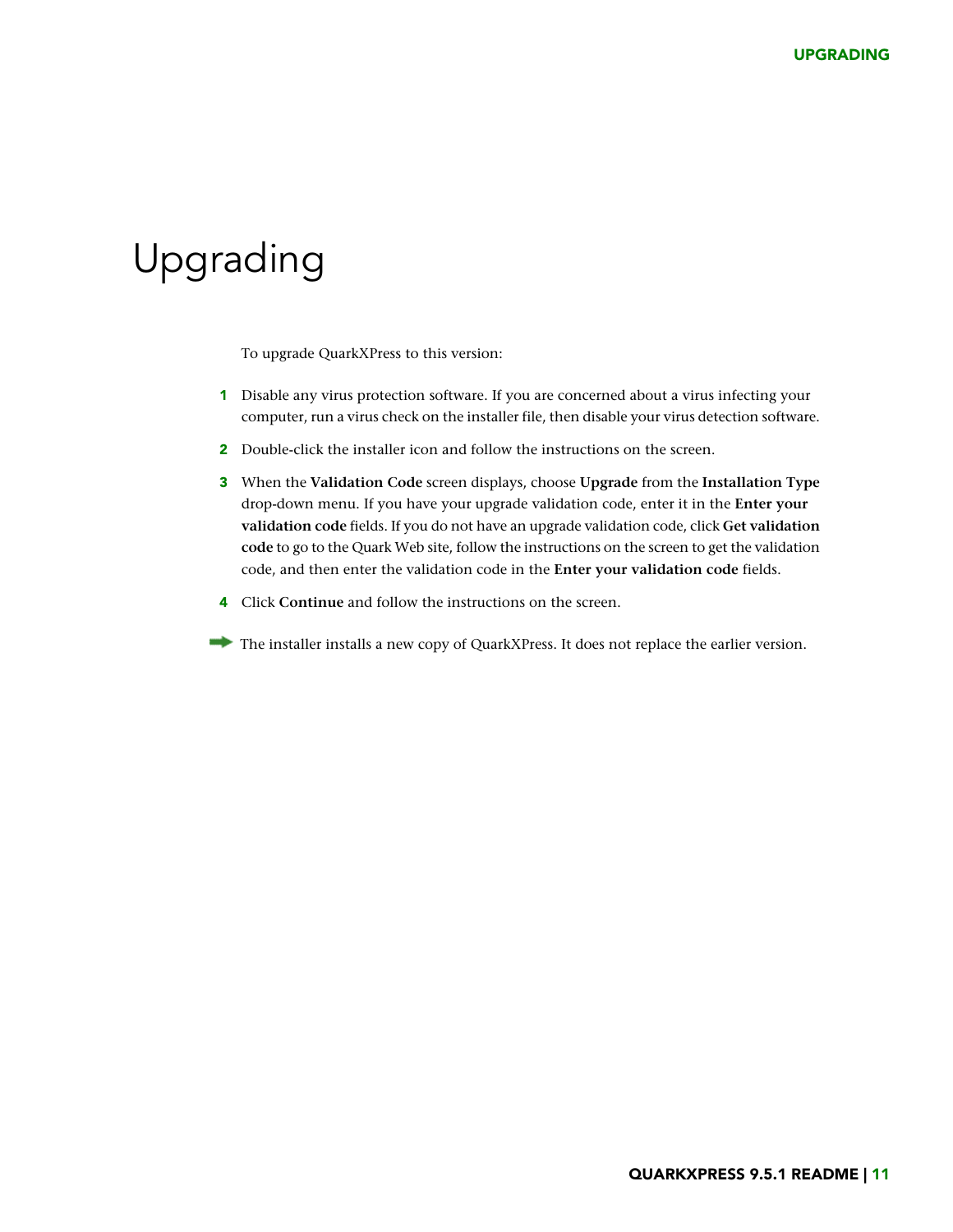# Upgrading

To upgrade QuarkXPress to this version:

1. Disable any virus protection software. If you are concerned about a virus infecting your computer, run a virus check on the installer file, then disable your virus detection software.
2. Double-click the installer icon and follow the instructions on the screen.
3. When the **Validation Code** screen displays, choose **Upgrade** from the **Installation Type** drop-down menu. If you have your upgrade validation code, enter it in the **Enter your validation code** fields. If you do not have an upgrade validation code, click **Get validation code** to go to the Quark Web site, follow the instructions on the screen to get the validation code, and then enter the validation code in the **Enter your validation code** fields.
4. Click **Continue** and follow the instructions on the screen.

➡ The installer installs a new copy of QuarkXPress. It does not replace the earlier version.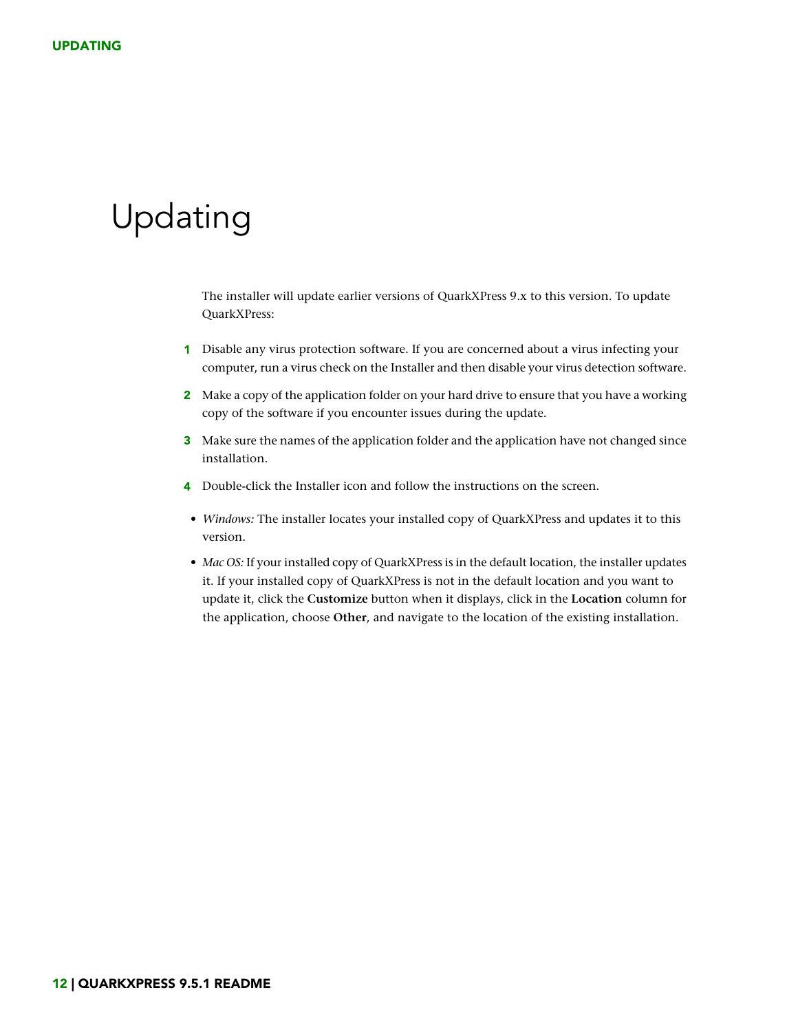# Updating

The installer will update earlier versions of QuarkXPress 9.x to this version. To update QuarkXPress:

1. Disable any virus protection software. If you are concerned about a virus infecting your computer, run a virus check on the Installer and then disable your virus detection software.
2. Make a copy of the application folder on your hard drive to ensure that you have a working copy of the software if you encounter issues during the update.
3. Make sure the names of the application folder and the application have not changed since installation.
4. Double-click the Installer icon and follow the instructions on the screen.

- *Windows:* The installer locates your installed copy of QuarkXPress and updates it to this version.
- *Mac OS:* If your installed copy of QuarkXPress is in the default location, the installer updates it. If your installed copy of QuarkXPress is not in the default location and you want to update it, click the **Customize** button when it displays, click in the **Location** column for the application, choose **Other**, and navigate to the location of the existing installation.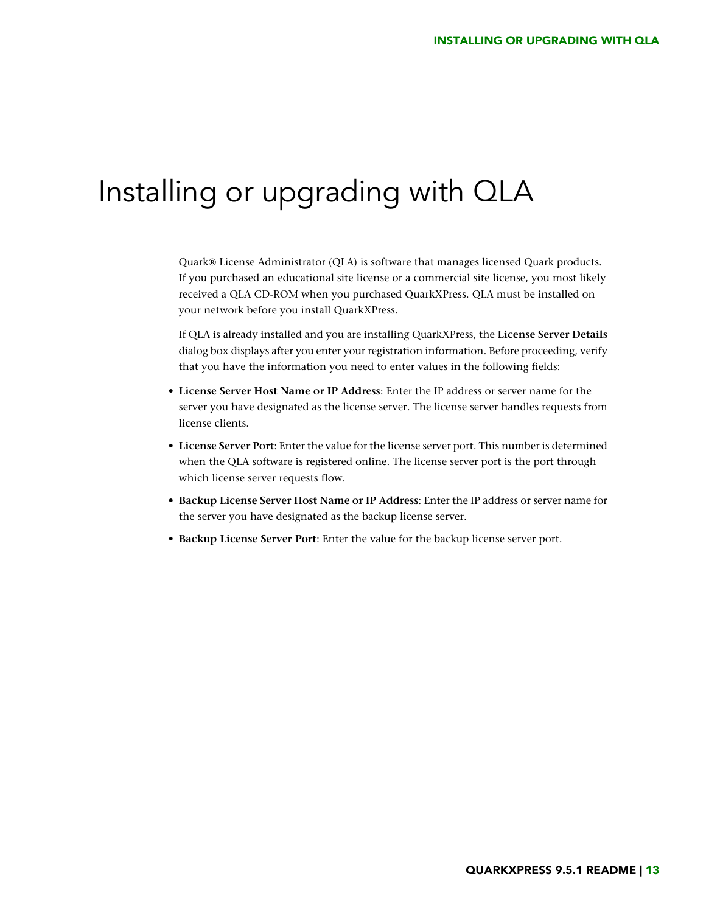# Installing or upgrading with QLA

Quark® License Administrator (QLA) is software that manages licensed Quark products. If you purchased an educational site license or a commercial site license, you most likely received a QLA CD-ROM when you purchased QuarkXPress. QLA must be installed on your network before you install QuarkXPress.

If QLA is already installed and you are installing QuarkXPress, the **License Server Details** dialog box displays after you enter your registration information. Before proceeding, verify that you have the information you need to enter values in the following fields:

- **License Server Host Name or IP Address**: Enter the IP address or server name for the server you have designated as the license server. The license server handles requests from license clients.
- **License Server Port**: Enter the value for the license server port. This number is determined when the QLA software is registered online. The license server port is the port through which license server requests flow.
- **Backup License Server Host Name or IP Address**: Enter the IP address or server name for the server you have designated as the backup license server.
- **Backup License Server Port**: Enter the value for the backup license server port.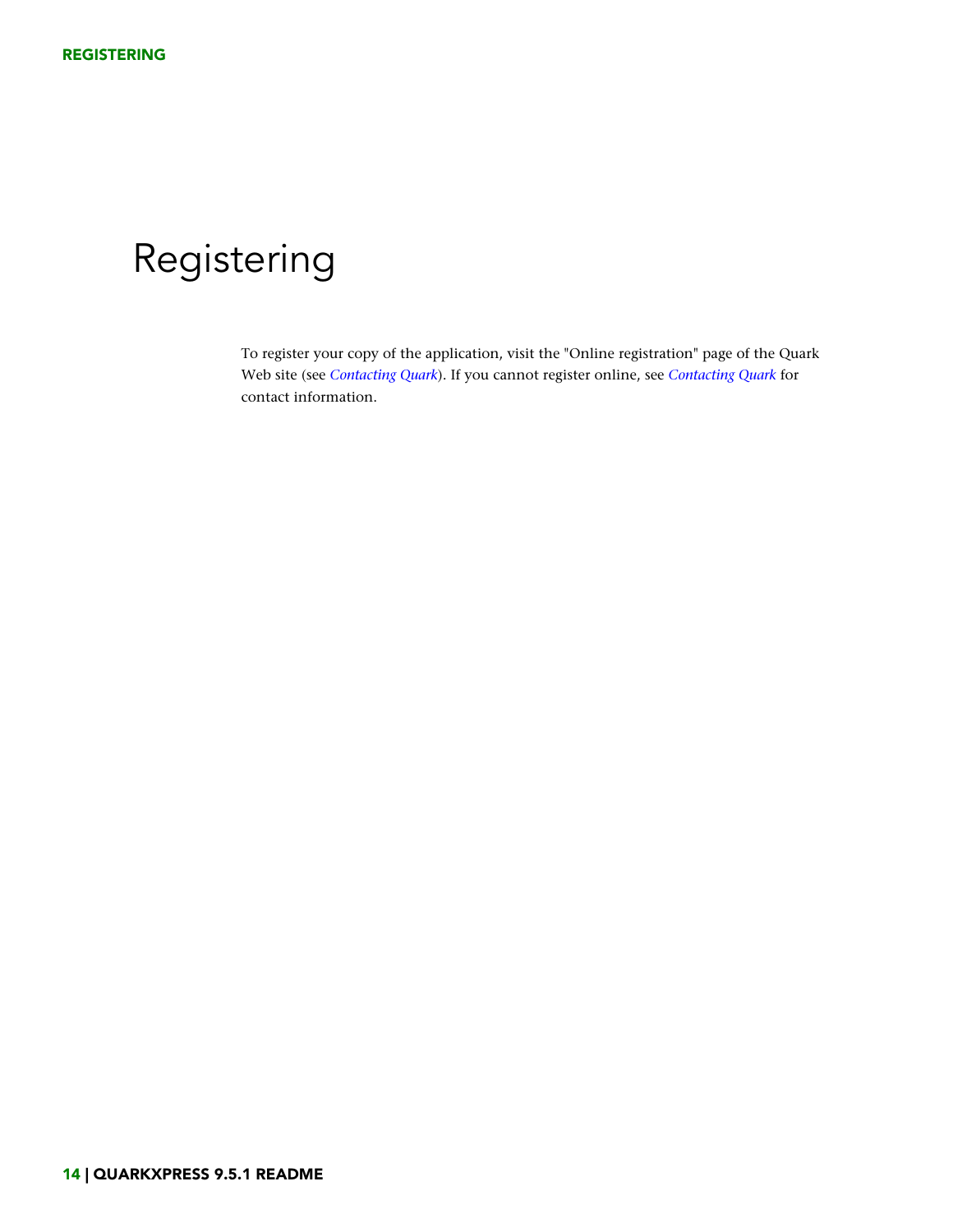# Registering

To register your copy of the application, visit the "Online registration" page of the Quark Web site (see *Contacting Quark*). If you cannot register online, see *Contacting Quark* for contact information.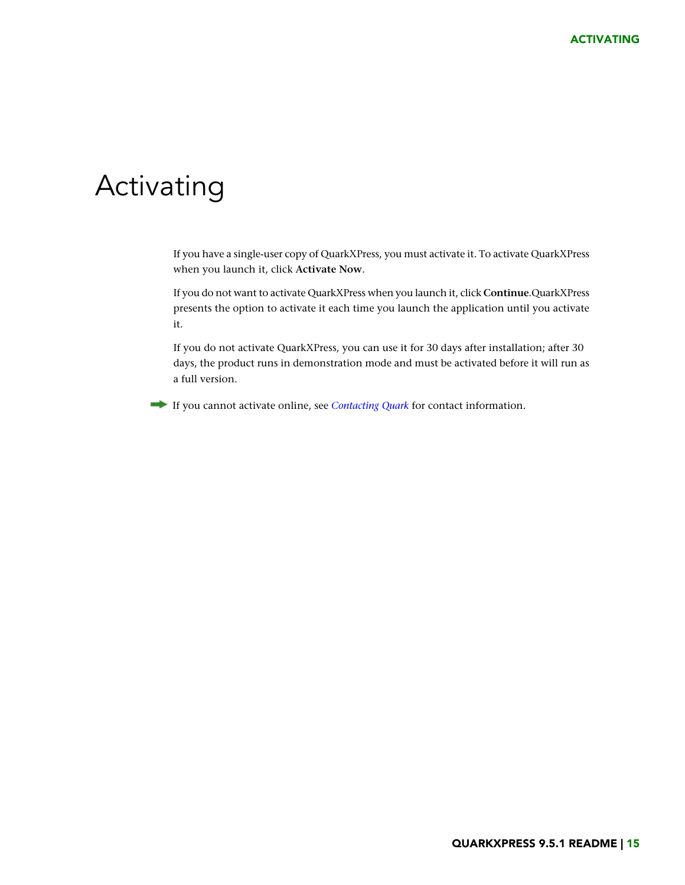# Activating

If you have a single-user copy of QuarkXPress, you must activate it. To activate QuarkXPress when you launch it, click **Activate Now**.

If you do not want to activate QuarkXPress when you launch it, click **Continue**.QuarkXPress presents the option to activate it each time you launch the application until you activate it.

If you do not activate QuarkXPress, you can use it for 30 days after installation; after 30 days, the product runs in demonstration mode and must be activated before it will run as a full version.

➡ If you cannot activate online, see *Contacting Quark* for contact information.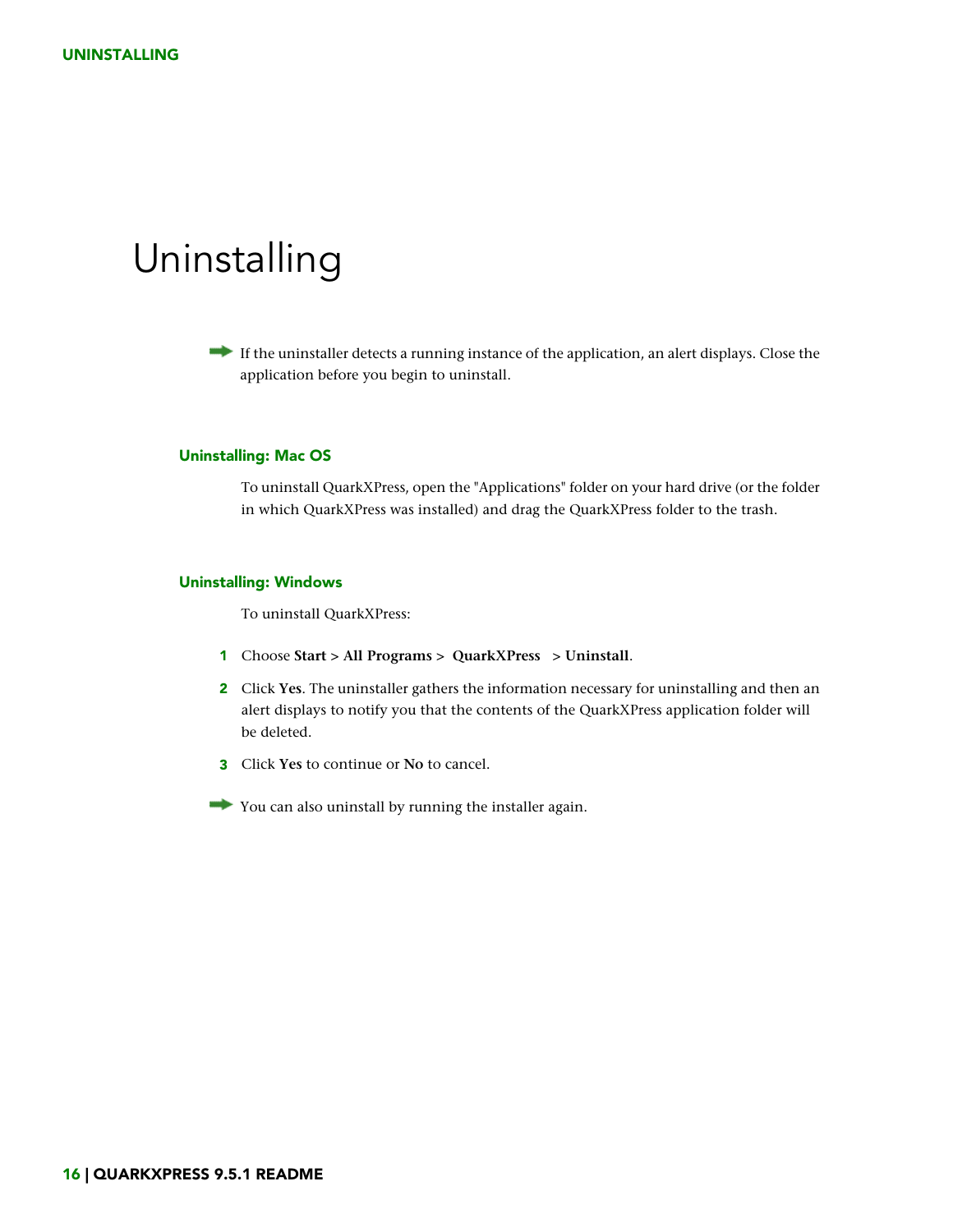# Uninstalling

➡ If the uninstaller detects a running instance of the application, an alert displays. Close the application before you begin to uninstall.

## Uninstalling: Mac OS

To uninstall QuarkXPress, open the "Applications" folder on your hard drive (or the folder in which QuarkXPress was installed) and drag the QuarkXPress folder to the trash.

## Uninstalling: Windows

To uninstall QuarkXPress:

1. Choose **Start > All Programs > QuarkXPress > Uninstall**.
2. Click **Yes**. The uninstaller gathers the information necessary for uninstalling and then an alert displays to notify you that the contents of the QuarkXPress application folder will be deleted.
3. Click **Yes** to continue or **No** to cancel.

➡ You can also uninstall by running the installer again.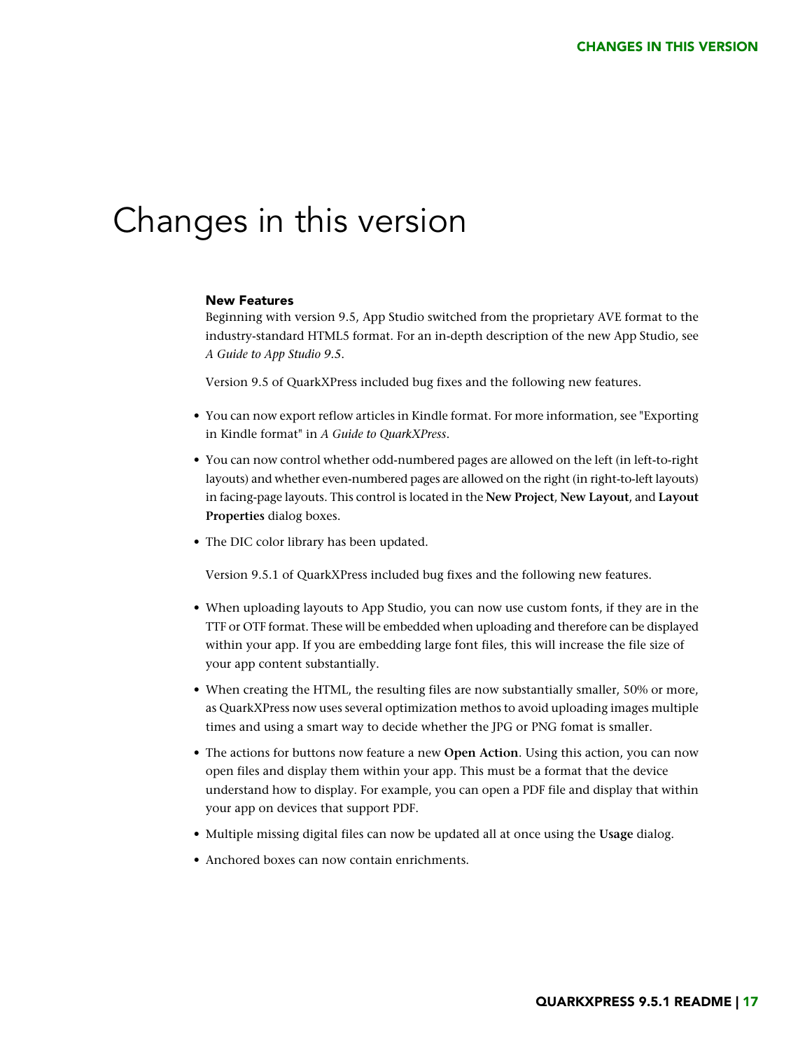# Changes in this version

### New Features

Beginning with version 9.5, App Studio switched from the proprietary AVE format to the industry-standard HTML5 format. For an in-depth description of the new App Studio, see *A Guide to App Studio 9.5*.

Version 9.5 of QuarkXPress included bug fixes and the following new features.

- You can now export reflow articles in Kindle format. For more information, see "Exporting in Kindle format" in *A Guide to QuarkXPress*.
- You can now control whether odd-numbered pages are allowed on the left (in left-to-right layouts) and whether even-numbered pages are allowed on the right (in right-to-left layouts) in facing-page layouts. This control is located in the **New Project**, **New Layout**, and **Layout Properties** dialog boxes.
- The DIC color library has been updated.

Version 9.5.1 of QuarkXPress included bug fixes and the following new features.

- When uploading layouts to App Studio, you can now use custom fonts, if they are in the TTF or OTF format. These will be embedded when uploading and therefore can be displayed within your app. If you are embedding large font files, this will increase the file size of your app content substantially.
- When creating the HTML, the resulting files are now substantially smaller, 50% or more, as QuarkXPress now uses several optimization methos to avoid uploading images multiple times and using a smart way to decide whether the JPG or PNG fomat is smaller.
- The actions for buttons now feature a new **Open Action**. Using this action, you can now open files and display them within your app. This must be a format that the device understand how to display. For example, you can open a PDF file and display that within your app on devices that support PDF.
- Multiple missing digital files can now be updated all at once using the **Usage** dialog.
- Anchored boxes can now contain enrichments.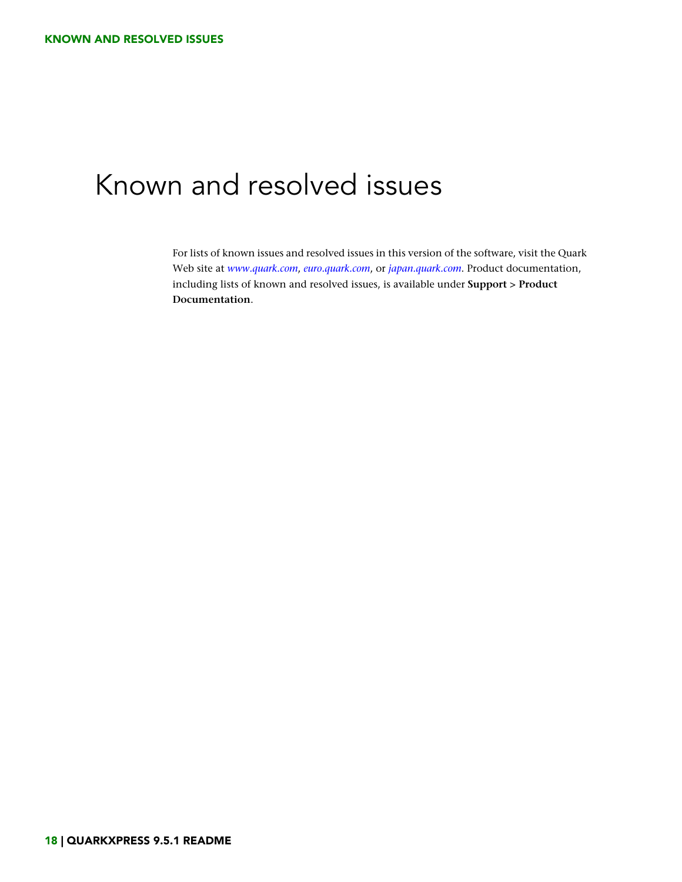# Known and resolved issues

For lists of known issues and resolved issues in this version of the software, visit the Quark Web site at *www.quark.com*, *euro.quark.com*, or *japan.quark.com*. Product documentation, including lists of known and resolved issues, is available under **Support > Product Documentation**.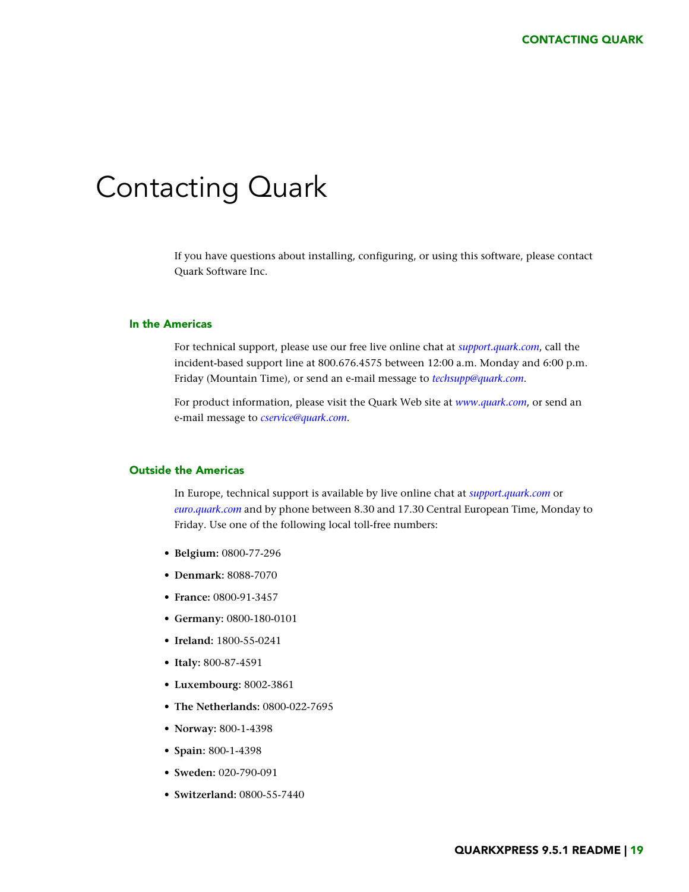# Contacting Quark

If you have questions about installing, configuring, or using this software, please contact Quark Software Inc.

## In the Americas

For technical support, please use our free live online chat at *support.quark.com*, call the incident-based support line at 800.676.4575 between 12:00 a.m. Monday and 6:00 p.m. Friday (Mountain Time), or send an e-mail message to *techsupp@quark.com*.

For product information, please visit the Quark Web site at *www.quark.com*, or send an e-mail message to *cservice@quark.com*.

## Outside the Americas

In Europe, technical support is available by live online chat at *support.quark.com* or *euro.quark.com* and by phone between 8.30 and 17.30 Central European Time, Monday to Friday. Use one of the following local toll-free numbers:

- **Belgium:** 0800-77-296
- **Denmark:** 8088-7070
- **France:** 0800-91-3457
- **Germany:** 0800-180-0101
- **Ireland:** 1800-55-0241
- **Italy:** 800-87-4591
- **Luxembourg:** 8002-3861
- **The Netherlands:** 0800-022-7695
- **Norway:** 800-1-4398
- **Spain:** 800-1-4398
- **Sweden:** 020-790-091
- **Switzerland:** 0800-55-7440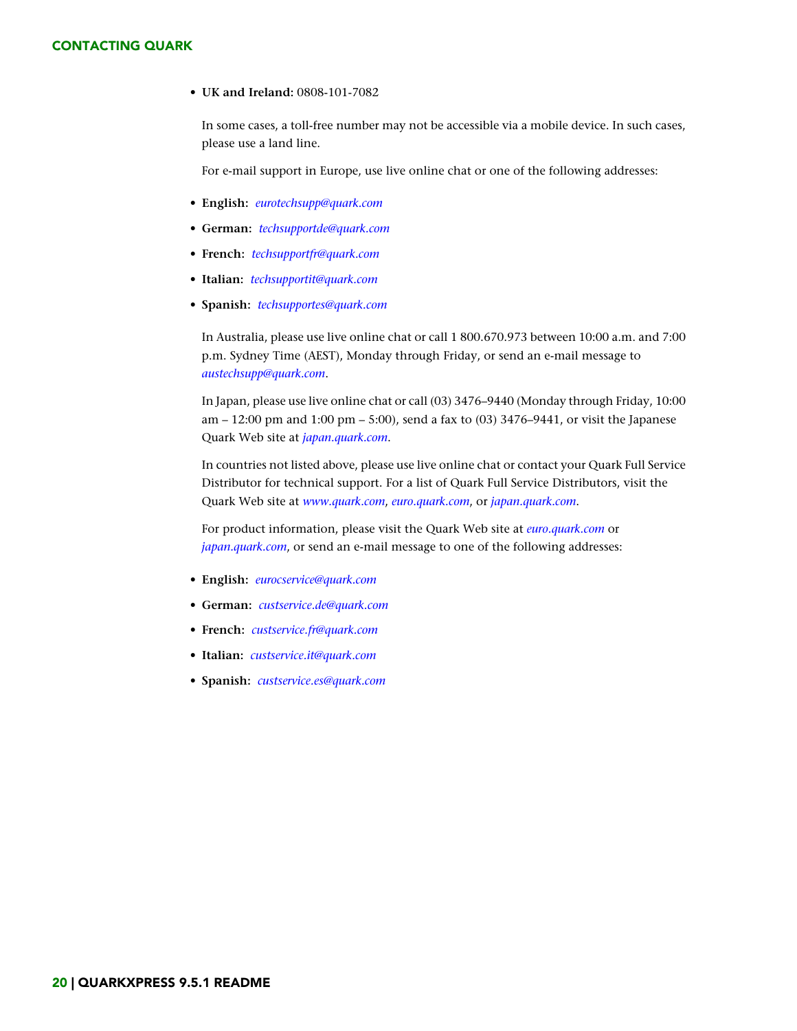- **UK and Ireland:** 0808-101-7082

In some cases, a toll-free number may not be accessible via a mobile device. In such cases, please use a land line.

For e-mail support in Europe, use live online chat or one of the following addresses:

- **English:** *eurotechsupp@quark.com*
- **German:** *techsupportde@quark.com*
- **French:** *techsupportfr@quark.com*
- **Italian:** *techsupportit@quark.com*
- **Spanish:** *techsupportes@quark.com*

In Australia, please use live online chat or call 1 800.670.973 between 10:00 a.m. and 7:00 p.m. Sydney Time (AEST), Monday through Friday, or send an e-mail message to *austechsupp@quark.com*.

In Japan, please use live online chat or call (03) 3476–9440 (Monday through Friday, 10:00 am – 12:00 pm and 1:00 pm – 5:00), send a fax to (03) 3476–9441, or visit the Japanese Quark Web site at *japan.quark.com*.

In countries not listed above, please use live online chat or contact your Quark Full Service Distributor for technical support. For a list of Quark Full Service Distributors, visit the Quark Web site at *www.quark.com*, *euro.quark.com*, or *japan.quark.com*.

For product information, please visit the Quark Web site at *euro.quark.com* or *japan.quark.com*, or send an e-mail message to one of the following addresses:

- **English:** *eurocservice@quark.com*
- **German:** *custservice.de@quark.com*
- **French:** *custservice.fr@quark.com*
- **Italian:** *custservice.it@quark.com*
- **Spanish:** *custservice.es@quark.com*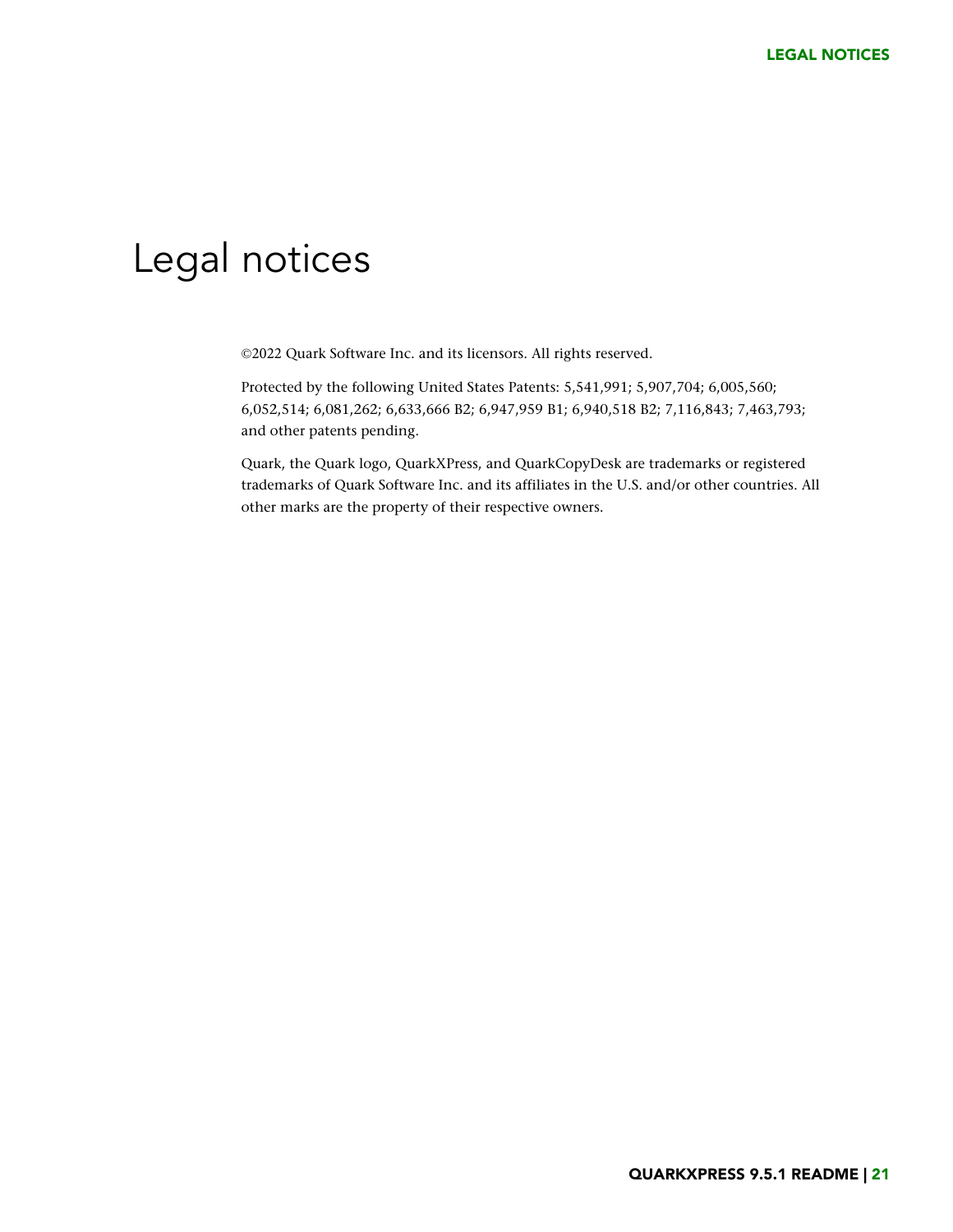# Legal notices

©2022 Quark Software Inc. and its licensors. All rights reserved.

Protected by the following United States Patents: 5,541,991; 5,907,704; 6,005,560; 6,052,514; 6,081,262; 6,633,666 B2; 6,947,959 B1; 6,940,518 B2; 7,116,843; 7,463,793; and other patents pending.

Quark, the Quark logo, QuarkXPress, and QuarkCopyDesk are trademarks or registered trademarks of Quark Software Inc. and its affiliates in the U.S. and/or other countries. All other marks are the property of their respective owners.